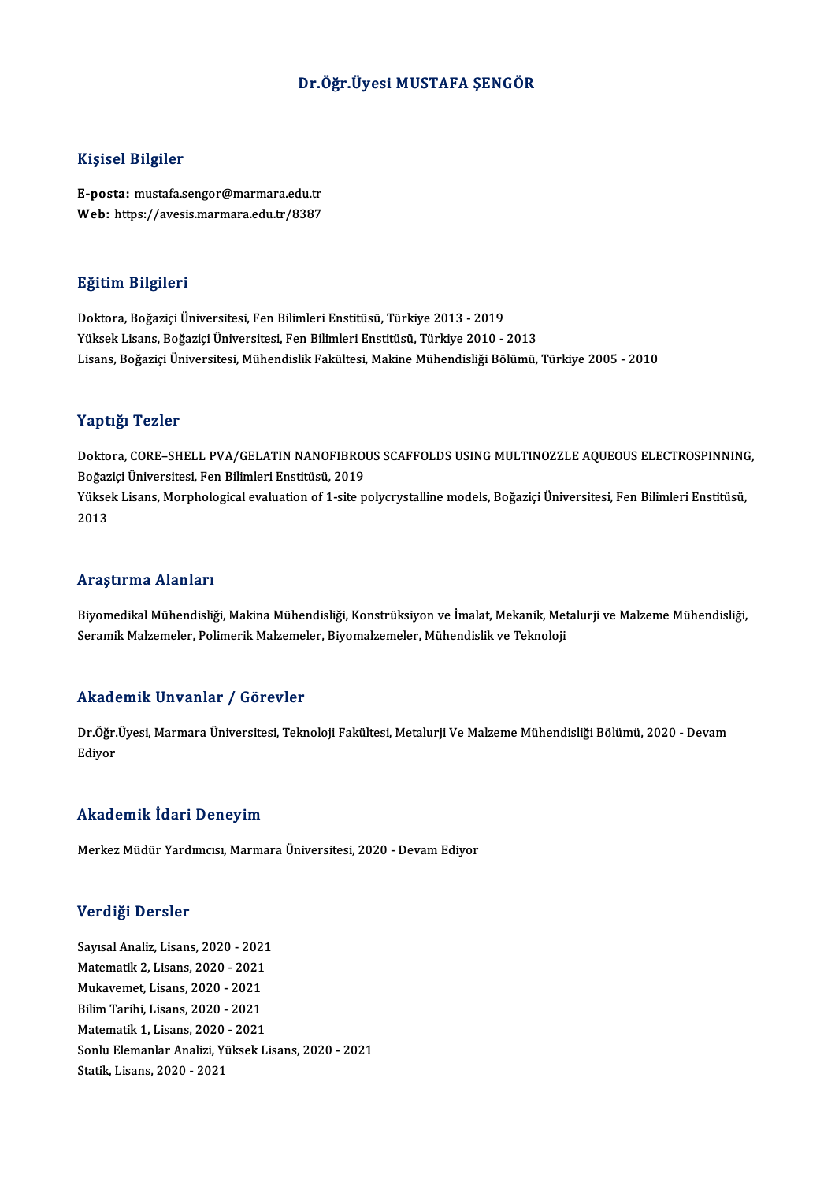# Dr.Öğr.Üyesi MUSTAFA ŞENGÖR

## Kişisel Bilgiler

**E-posta:** mustafa.sengor@marmara.edu.tr
**Web:** https://avesis.marmara.edu.tr/8387

## Eğitim Bilgileri

Doktora, Boğaziçi Üniversitesi, Fen Bilimleri Enstitüsü, Türkiye 2013 - 2019
Yüksek Lisans, Boğaziçi Üniversitesi, Fen Bilimleri Enstitüsü, Türkiye 2010 - 2013
Lisans, Boğaziçi Üniversitesi, Mühendislik Fakültesi, Makine Mühendisliği Bölümü, Türkiye 2005 - 2010

## Yaptığı Tezler

Doktora, CORE–SHELL PVA/GELATIN NANOFIBROUS SCAFFOLDS USING MULTINOZZLE AQUEOUS ELECTROSPINNING, Boğaziçi Üniversitesi, Fen Bilimleri Enstitüsü, 2019
Yüksek Lisans, Morphological evaluation of 1-site polycrystalline models, Boğaziçi Üniversitesi, Fen Bilimleri Enstitüsü, 2013

## Araştırma Alanları

Biyomedikal Mühendisliği, Makina Mühendisliği, Konstrüksiyon ve İmalat, Mekanik, Metalurji ve Malzeme Mühendisliği, Seramik Malzemeler, Polimerik Malzemeler, Biyomalzemeler, Mühendislik ve Teknoloji

## Akademik Unvanlar / Görevler

Dr.Öğr.Üyesi, Marmara Üniversitesi, Teknoloji Fakültesi, Metalurji Ve Malzeme Mühendisliği Bölümü, 2020 - Devam Ediyor

## Akademik İdari Deneyim

Merkez Müdür Yardımcısı, Marmara Üniversitesi, 2020 - Devam Ediyor

## Verdiği Dersler

Sayısal Analiz, Lisans, 2020 - 2021
Matematik 2, Lisans, 2020 - 2021
Mukavemet, Lisans, 2020 - 2021
Bilim Tarihi, Lisans, 2020 - 2021
Matematik 1, Lisans, 2020 - 2021
Sonlu Elemanlar Analizi, Yüksek Lisans, 2020 - 2021
Statik, Lisans, 2020 - 2021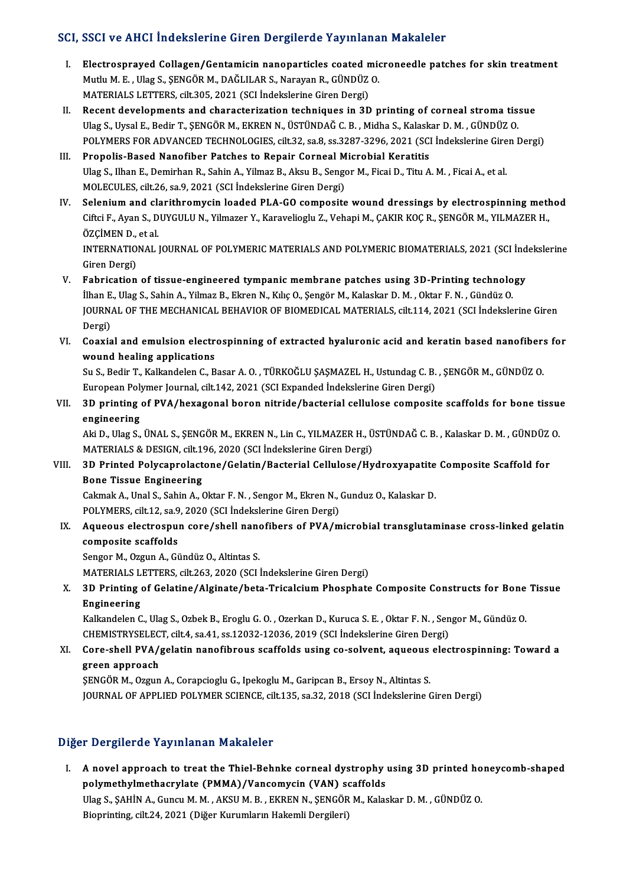## SCI, SSCI ve AHCI İndekslerine Giren Dergilerde Yayınlanan Makaleler

I. **Electrosprayed Collagen/Gentamicin nanoparticles coated microneedle patches for skin treatment**
   Mutlu M. E. , Ulag S., ŞENGÖR M., DAĞLILAR S., Narayan R., GÜNDÜZ O.
   MATERIALS LETTERS, cilt.305, 2021 (SCI İndekslerine Giren Dergi)

II. **Recent developments and characterization techniques in 3D printing of corneal stroma tissue**
   Ulag S., Uysal E., Bedir T., ŞENGÖR M., EKREN N., ÜSTÜNDAĞ C. B. , Midha S., Kalaskar D. M. , GÜNDÜZ O.
   POLYMERS FOR ADVANCED TECHNOLOGIES, cilt.32, sa.8, ss.3287-3296, 2021 (SCI İndekslerine Giren Dergi)

III. **Propolis-Based Nanofiber Patches to Repair Corneal Microbial Keratitis**
   Ulag S., Ilhan E., Demirhan R., Sahin A., Yilmaz B., Aksu B., Sengor M., Ficai D., Titu A. M. , Ficai A., et al.
   MOLECULES, cilt.26, sa.9, 2021 (SCI İndekslerine Giren Dergi)

IV. **Selenium and clarithromycin loaded PLA-GO composite wound dressings by electrospinning method**
   Ciftci F., Ayan S., DUYGULU N., Yilmazer Y., Karavelioglu Z., Vehapi M., ÇAKIR KOÇ R., ŞENGÖR M., YILMAZER H., ÖZÇİMEN D., et al.
   INTERNATIONAL JOURNAL OF POLYMERIC MATERIALS AND POLYMERIC BIOMATERIALS, 2021 (SCI İndekslerine Giren Dergi)

V. **Fabrication of tissue-engineered tympanic membrane patches using 3D-Printing technology**
   İlhan E., Ulag S., Sahin A., Yilmaz B., Ekren N., Kılıç O., Şengör M., Kalaskar D. M. , Oktar F. N. , Gündüz O.
   JOURNAL OF THE MECHANICAL BEHAVIOR OF BIOMEDICAL MATERIALS, cilt.114, 2021 (SCI İndekslerine Giren Dergi)

VI. **Coaxial and emulsion electrospinning of extracted hyaluronic acid and keratin based nanofibers for wound healing applications**
   Su S., Bedir T., Kalkandelen C., Basar A. O. , TÜRKOĞLU ŞAŞMAZEL H., Ustundag C. B. , ŞENGÖR M., GÜNDÜZ O.
   European Polymer Journal, cilt.142, 2021 (SCI Expanded İndekslerine Giren Dergi)

VII. **3D printing of PVA/hexagonal boron nitride/bacterial cellulose composite scaffolds for bone tissue engineering**
   Aki D., Ulag S., ÜNAL S., ŞENGÖR M., EKREN N., Lin C., YILMAZER H., ÜSTÜNDAĞ C. B. , Kalaskar D. M. , GÜNDÜZ O.
   MATERIALS & DESIGN, cilt.196, 2020 (SCI İndekslerine Giren Dergi)

VIII. **3D Printed Polycaprolactone/Gelatin/Bacterial Cellulose/Hydroxyapatite Composite Scaffold for Bone Tissue Engineering**
   Cakmak A., Unal S., Sahin A., Oktar F. N. , Sengor M., Ekren N., Gunduz O., Kalaskar D.
   POLYMERS, cilt.12, sa.9, 2020 (SCI İndekslerine Giren Dergi)

IX. **Aqueous electrospun core/shell nanofibers of PVA/microbial transglutaminase cross-linked gelatin composite scaffolds**
   Sengor M., Ozgun A., Gündüz O., Altintas S.
   MATERIALS LETTERS, cilt.263, 2020 (SCI İndekslerine Giren Dergi)

X. **3D Printing of Gelatine/Alginate/beta-Tricalcium Phosphate Composite Constructs for Bone Tissue Engineering**
   Kalkandelen C., Ulag S., Ozbek B., Eroglu G. O. , Ozerkan D., Kuruca S. E. , Oktar F. N. , Sengor M., Gündüz O.
   CHEMISTRYSELECT, cilt.4, sa.41, ss.12032-12036, 2019 (SCI İndekslerine Giren Dergi)

XI. **Core-shell PVA/gelatin nanofibrous scaffolds using co-solvent, aqueous electrospinning: Toward a green approach**
   ŞENGÖR M., Ozgun A., Corapcioglu G., Ipekoglu M., Garipcan B., Ersoy N., Altintas S.
   JOURNAL OF APPLIED POLYMER SCIENCE, cilt.135, sa.32, 2018 (SCI İndekslerine Giren Dergi)

## Diğer Dergilerde Yayınlanan Makaleler

I. **A novel approach to treat the Thiel-Behnke corneal dystrophy using 3D printed honeycomb-shaped polymethylmethacrylate (PMMA)/Vancomycin (VAN) scaffolds**
   Ulag S., ŞAHİN A., Guncu M. M. , AKSU M. B. , EKREN N., ŞENGÖR M., Kalaskar D. M. , GÜNDÜZ O.
   Bioprinting, cilt.24, 2021 (Diğer Kurumların Hakemli Dergileri)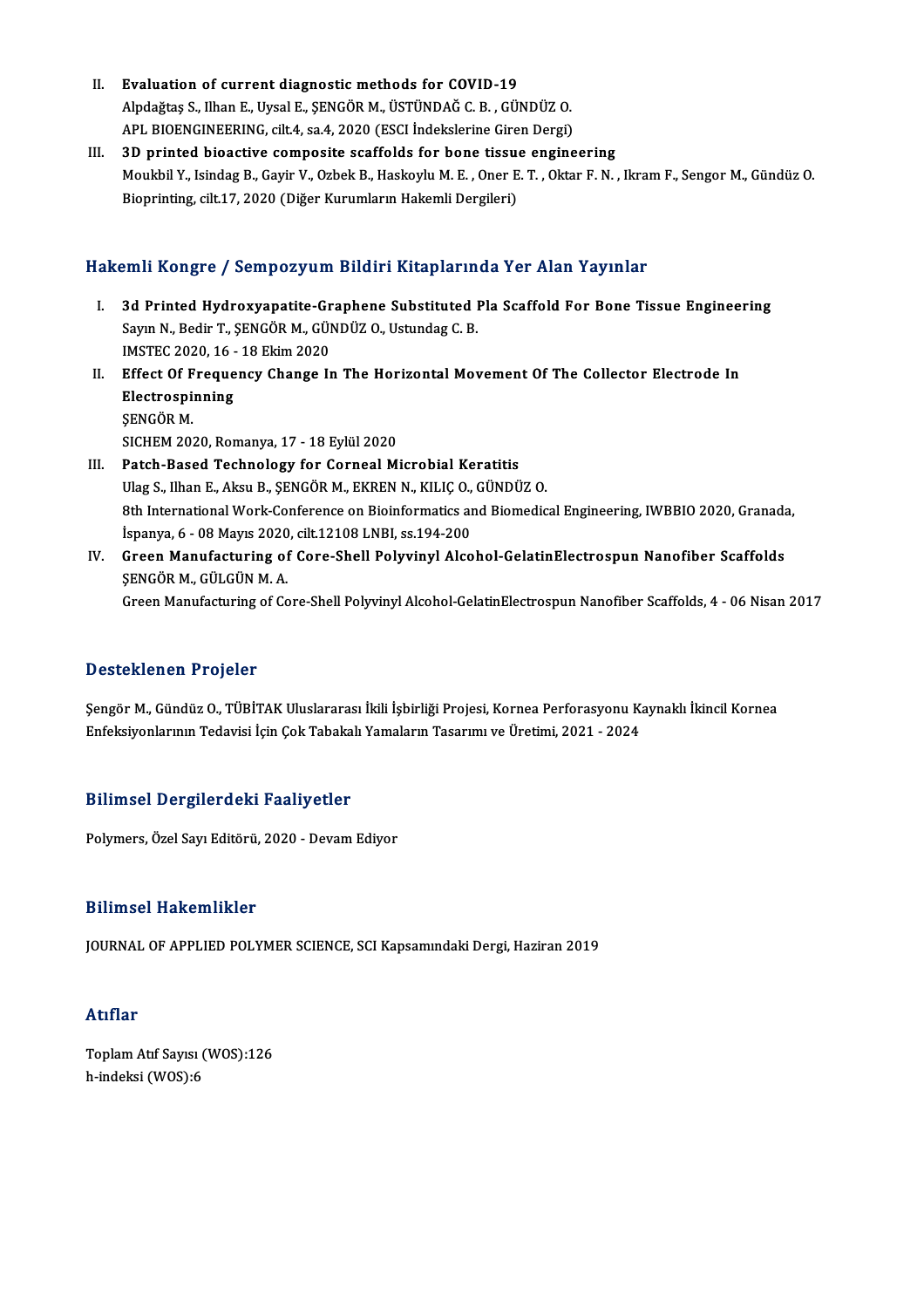II. **Evaluation of current diagnostic methods for COVID-19**
Alpdağtaş S., Ilhan E., Uysal E., ŞENGÖR M., ÜSTÜNDAĞ C. B. , GÜNDÜZ O.
APL BIOENGINEERING, cilt.4, sa.4, 2020 (ESCI İndekslerine Giren Dergi)

III. **3D printed bioactive composite scaffolds for bone tissue engineering**
Moukbil Y., Isindag B., Gayir V., Ozbek B., Haskoylu M. E. , Oner E. T. , Oktar F. N. , Ikram F., Sengor M., Gündüz O.
Bioprinting, cilt.17, 2020 (Diğer Kurumların Hakemli Dergileri)

## Hakemli Kongre / Sempozyum Bildiri Kitaplarında Yer Alan Yayınlar

I. **3d Printed Hydroxyapatite-Graphene Substituted Pla Scaffold For Bone Tissue Engineering**
Sayın N., Bedir T., ŞENGÖR M., GÜNDÜZ O., Ustundag C. B.
IMSTEC 2020, 16 - 18 Ekim 2020

II. **Effect Of Frequency Change In The Horizontal Movement Of The Collector Electrode In Electrospinning**
ŞENGÖR M.
SICHEM 2020, Romanya, 17 - 18 Eylül 2020

III. **Patch-Based Technology for Corneal Microbial Keratitis**
Ulag S., Ilhan E., Aksu B., ŞENGÖR M., EKREN N., KILIÇ O., GÜNDÜZ O.
8th International Work-Conference on Bioinformatics and Biomedical Engineering, IWBBIO 2020, Granada, İspanya, 6 - 08 Mayıs 2020, cilt.12108 LNBI, ss.194-200

IV. **Green Manufacturing of Core-Shell Polyvinyl Alcohol-GelatinElectrospun Nanofiber Scaffolds**
ŞENGÖR M., GÜLGÜN M. A.
Green Manufacturing of Core-Shell Polyvinyl Alcohol-GelatinElectrospun Nanofiber Scaffolds, 4 - 06 Nisan 2017

## Desteklenen Projeler

Şengör M., Gündüz O., TÜBİTAK Uluslararası İkili İşbirliği Projesi, Kornea Perforasyonu Kaynaklı İkincil Kornea Enfeksiyonlarının Tedavisi İçin Çok Tabakalı Yamaların Tasarımı ve Üretimi, 2021 - 2024

## Bilimsel Dergilerdeki Faaliyetler

Polymers, Özel Sayı Editörü, 2020 - Devam Ediyor

## Bilimsel Hakemlikler

JOURNAL OF APPLIED POLYMER SCIENCE, SCI Kapsamındaki Dergi, Haziran 2019

## Atıflar

Toplam Atıf Sayısı (WOS):126
h-indeksi (WOS):6